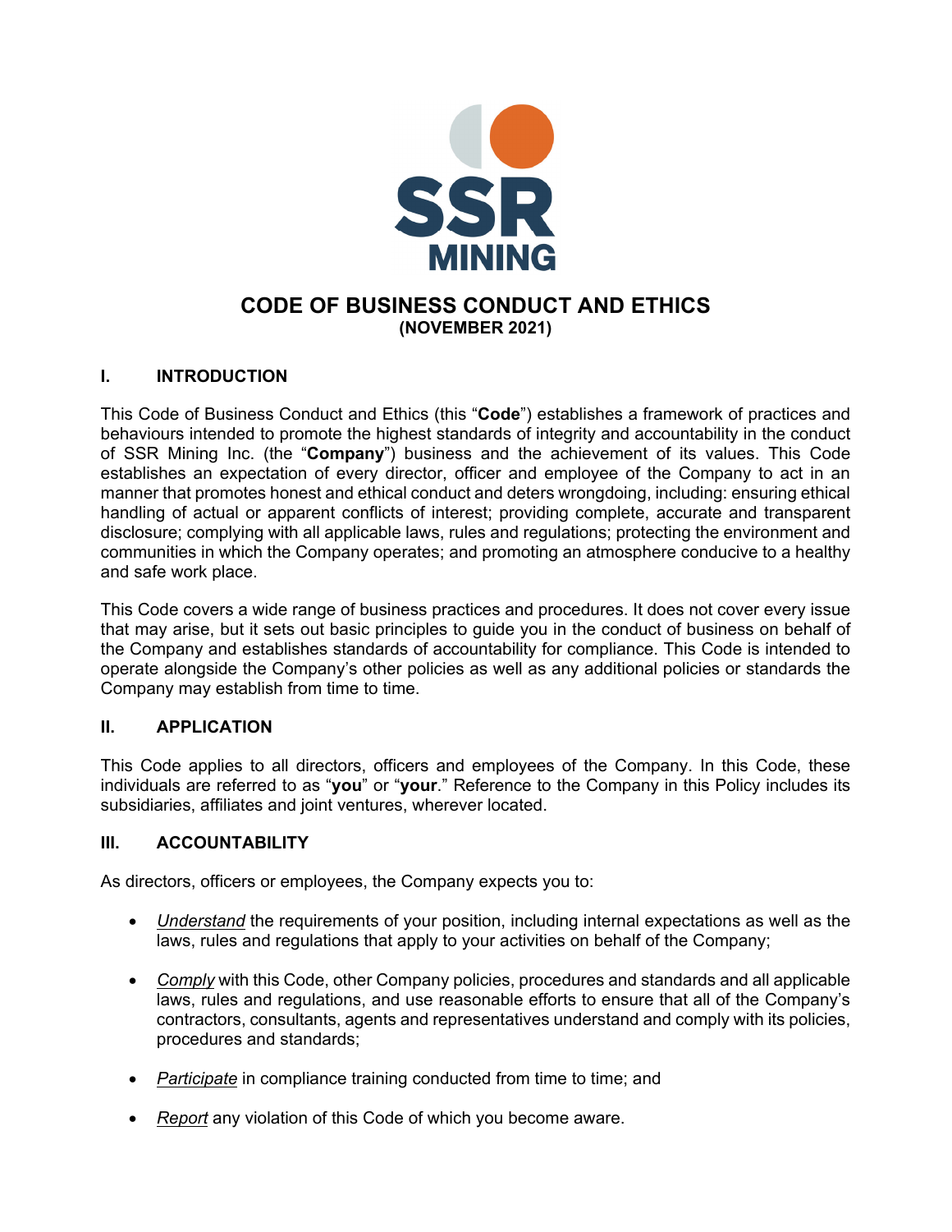# CODE OF BUSINESS CONDUCT AND ETHICS

**(NOVEMBER 2021)**

## I. INTRODUCTION

This Code of Business Conduct and Ethics (this "**Code**") establishes a framework of practices and behaviours intended to promote the highest standards of integrity and accountability in the conduct of SSR Mining Inc. (the "**Company**") business and the achievement of its values. This Code establishes an expectation of every director, officer and employee of the Company to act in an manner that promotes honest and ethical conduct and deters wrongdoing, including: ensuring ethical handling of actual or apparent conflicts of interest; providing complete, accurate and transparent disclosure; complying with all applicable laws, rules and regulations; protecting the environment and communities in which the Company operates; and promoting an atmosphere conducive to a healthy and safe work place.

This Code covers a wide range of business practices and procedures. It does not cover every issue that may arise, but it sets out basic principles to guide you in the conduct of business on behalf of the Company and establishes standards of accountability for compliance. This Code is intended to operate alongside the Company's other policies as well as any additional policies or standards the Company may establish from time to time.

## II. APPLICATION

This Code applies to all directors, officers and employees of the Company. In this Code, these individuals are referred to as "**you**" or "**your**." Reference to the Company in this Policy includes its subsidiaries, affiliates and joint ventures, wherever located.

## III. ACCOUNTABILITY

As directors, officers or employees, the Company expects you to:

- *Understand* the requirements of your position, including internal expectations as well as the laws, rules and regulations that apply to your activities on behalf of the Company;
- *Comply* with this Code, other Company policies, procedures and standards and all applicable laws, rules and regulations, and use reasonable efforts to ensure that all of the Company's contractors, consultants, agents and representatives understand and comply with its policies, procedures and standards;
- *Participate* in compliance training conducted from time to time; and
- *Report* any violation of this Code of which you become aware.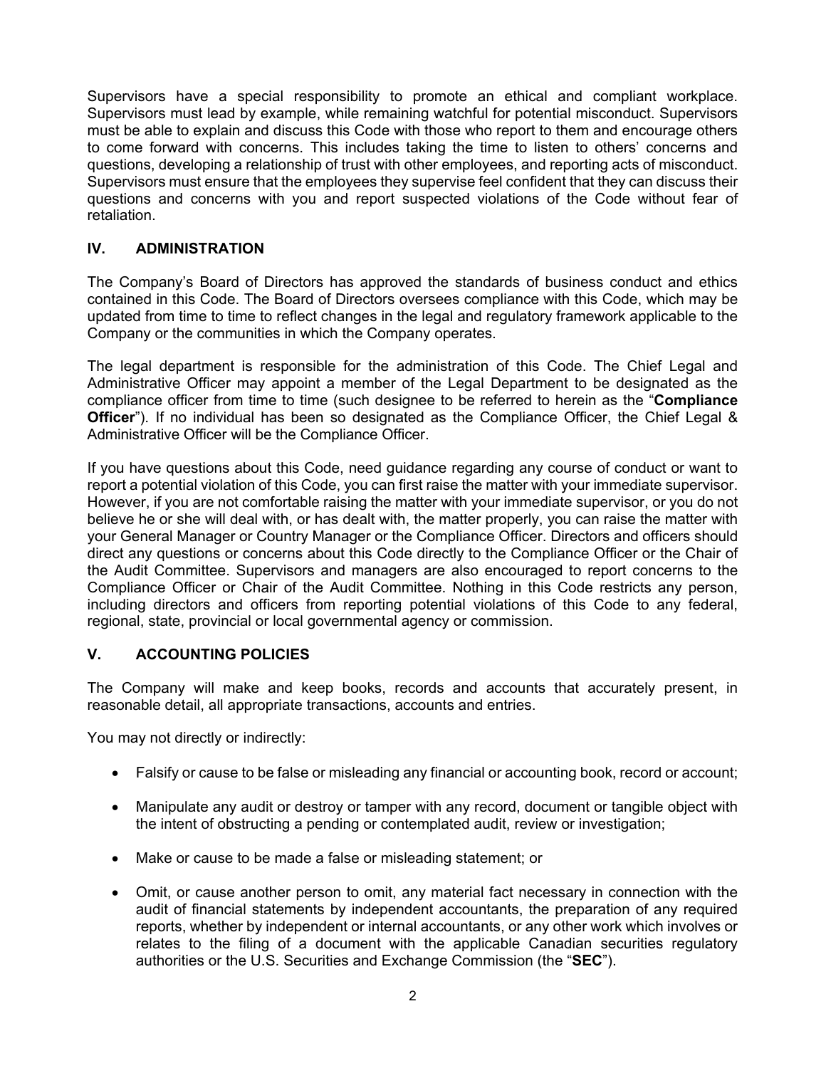Supervisors have a special responsibility to promote an ethical and compliant workplace. Supervisors must lead by example, while remaining watchful for potential misconduct. Supervisors must be able to explain and discuss this Code with those who report to them and encourage others to come forward with concerns. This includes taking the time to listen to others' concerns and questions, developing a relationship of trust with other employees, and reporting acts of misconduct. Supervisors must ensure that the employees they supervise feel confident that they can discuss their questions and concerns with you and report suspected violations of the Code without fear of retaliation.

## IV. ADMINISTRATION

The Company's Board of Directors has approved the standards of business conduct and ethics contained in this Code. The Board of Directors oversees compliance with this Code, which may be updated from time to time to reflect changes in the legal and regulatory framework applicable to the Company or the communities in which the Company operates.

The legal department is responsible for the administration of this Code. The Chief Legal and Administrative Officer may appoint a member of the Legal Department to be designated as the compliance officer from time to time (such designee to be referred to herein as the "**Compliance Officer**"). If no individual has been so designated as the Compliance Officer, the Chief Legal & Administrative Officer will be the Compliance Officer.

If you have questions about this Code, need guidance regarding any course of conduct or want to report a potential violation of this Code, you can first raise the matter with your immediate supervisor. However, if you are not comfortable raising the matter with your immediate supervisor, or you do not believe he or she will deal with, or has dealt with, the matter properly, you can raise the matter with your General Manager or Country Manager or the Compliance Officer. Directors and officers should direct any questions or concerns about this Code directly to the Compliance Officer or the Chair of the Audit Committee. Supervisors and managers are also encouraged to report concerns to the Compliance Officer or Chair of the Audit Committee. Nothing in this Code restricts any person, including directors and officers from reporting potential violations of this Code to any federal, regional, state, provincial or local governmental agency or commission.

## V. ACCOUNTING POLICIES

The Company will make and keep books, records and accounts that accurately present, in reasonable detail, all appropriate transactions, accounts and entries.

You may not directly or indirectly:

- Falsify or cause to be false or misleading any financial or accounting book, record or account;
- Manipulate any audit or destroy or tamper with any record, document or tangible object with the intent of obstructing a pending or contemplated audit, review or investigation;
- Make or cause to be made a false or misleading statement; or
- Omit, or cause another person to omit, any material fact necessary in connection with the audit of financial statements by independent accountants, the preparation of any required reports, whether by independent or internal accountants, or any other work which involves or relates to the filing of a document with the applicable Canadian securities regulatory authorities or the U.S. Securities and Exchange Commission (the "**SEC**").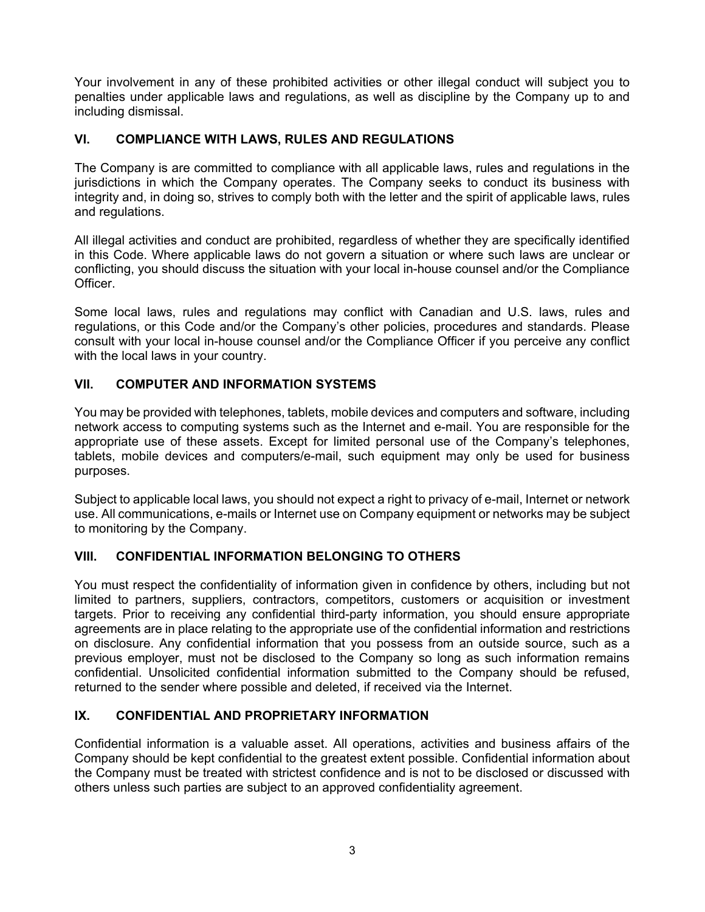Your involvement in any of these prohibited activities or other illegal conduct will subject you to penalties under applicable laws and regulations, as well as discipline by the Company up to and including dismissal.

## VI. COMPLIANCE WITH LAWS, RULES AND REGULATIONS

The Company is are committed to compliance with all applicable laws, rules and regulations in the jurisdictions in which the Company operates. The Company seeks to conduct its business with integrity and, in doing so, strives to comply both with the letter and the spirit of applicable laws, rules and regulations.

All illegal activities and conduct are prohibited, regardless of whether they are specifically identified in this Code. Where applicable laws do not govern a situation or where such laws are unclear or conflicting, you should discuss the situation with your local in-house counsel and/or the Compliance Officer.

Some local laws, rules and regulations may conflict with Canadian and U.S. laws, rules and regulations, or this Code and/or the Company's other policies, procedures and standards. Please consult with your local in-house counsel and/or the Compliance Officer if you perceive any conflict with the local laws in your country.

## VII. COMPUTER AND INFORMATION SYSTEMS

You may be provided with telephones, tablets, mobile devices and computers and software, including network access to computing systems such as the Internet and e-mail. You are responsible for the appropriate use of these assets. Except for limited personal use of the Company's telephones, tablets, mobile devices and computers/e-mail, such equipment may only be used for business purposes.

Subject to applicable local laws, you should not expect a right to privacy of e-mail, Internet or network use. All communications, e-mails or Internet use on Company equipment or networks may be subject to monitoring by the Company.

## VIII. CONFIDENTIAL INFORMATION BELONGING TO OTHERS

You must respect the confidentiality of information given in confidence by others, including but not limited to partners, suppliers, contractors, competitors, customers or acquisition or investment targets. Prior to receiving any confidential third-party information, you should ensure appropriate agreements are in place relating to the appropriate use of the confidential information and restrictions on disclosure. Any confidential information that you possess from an outside source, such as a previous employer, must not be disclosed to the Company so long as such information remains confidential. Unsolicited confidential information submitted to the Company should be refused, returned to the sender where possible and deleted, if received via the Internet.

## IX. CONFIDENTIAL AND PROPRIETARY INFORMATION

Confidential information is a valuable asset. All operations, activities and business affairs of the Company should be kept confidential to the greatest extent possible. Confidential information about the Company must be treated with strictest confidence and is not to be disclosed or discussed with others unless such parties are subject to an approved confidentiality agreement.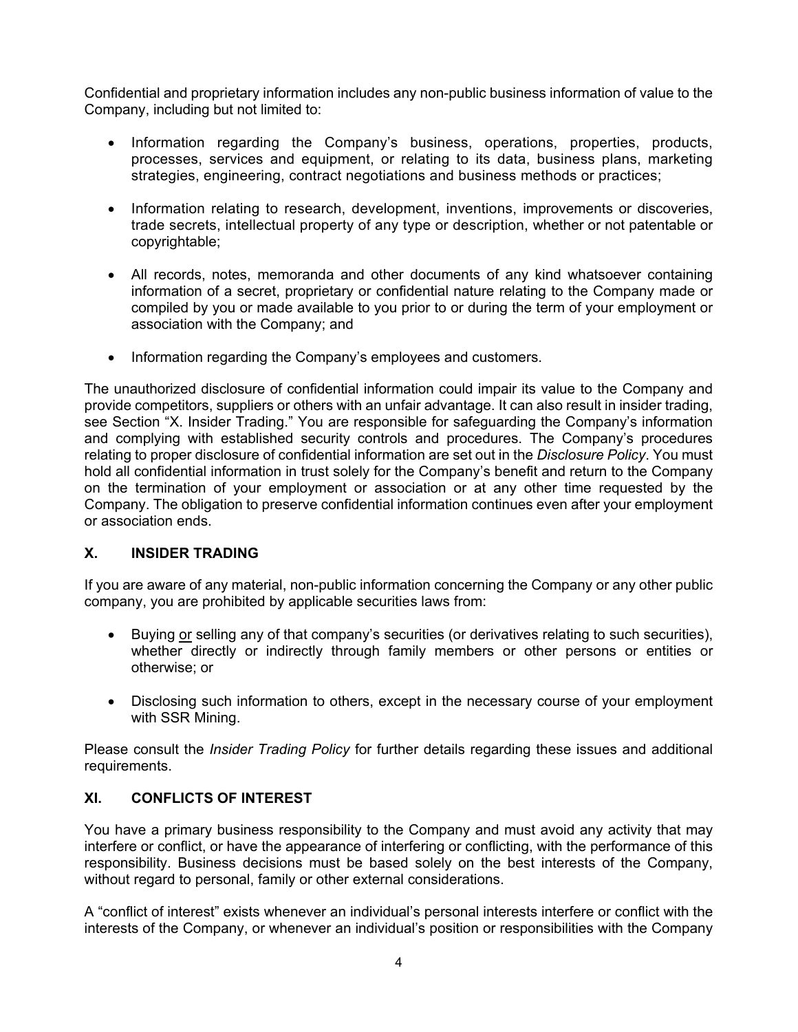Confidential and proprietary information includes any non-public business information of value to the Company, including but not limited to:

- Information regarding the Company's business, operations, properties, products, processes, services and equipment, or relating to its data, business plans, marketing strategies, engineering, contract negotiations and business methods or practices;
- Information relating to research, development, inventions, improvements or discoveries, trade secrets, intellectual property of any type or description, whether or not patentable or copyrightable;
- All records, notes, memoranda and other documents of any kind whatsoever containing information of a secret, proprietary or confidential nature relating to the Company made or compiled by you or made available to you prior to or during the term of your employment or association with the Company; and
- Information regarding the Company's employees and customers.

The unauthorized disclosure of confidential information could impair its value to the Company and provide competitors, suppliers or others with an unfair advantage. It can also result in insider trading, see Section "X. Insider Trading." You are responsible for safeguarding the Company's information and complying with established security controls and procedures. The Company's procedures relating to proper disclosure of confidential information are set out in the *Disclosure Policy*. You must hold all confidential information in trust solely for the Company's benefit and return to the Company on the termination of your employment or association or at any other time requested by the Company. The obligation to preserve confidential information continues even after your employment or association ends.

## X. INSIDER TRADING

If you are aware of any material, non-public information concerning the Company or any other public company, you are prohibited by applicable securities laws from:

- Buying <u>or</u> selling any of that company's securities (or derivatives relating to such securities), whether directly or indirectly through family members or other persons or entities or otherwise; or
- Disclosing such information to others, except in the necessary course of your employment with SSR Mining.

Please consult the *Insider Trading Policy* for further details regarding these issues and additional requirements.

## XI. CONFLICTS OF INTEREST

You have a primary business responsibility to the Company and must avoid any activity that may interfere or conflict, or have the appearance of interfering or conflicting, with the performance of this responsibility. Business decisions must be based solely on the best interests of the Company, without regard to personal, family or other external considerations.

A "conflict of interest" exists whenever an individual's personal interests interfere or conflict with the interests of the Company, or whenever an individual's position or responsibilities with the Company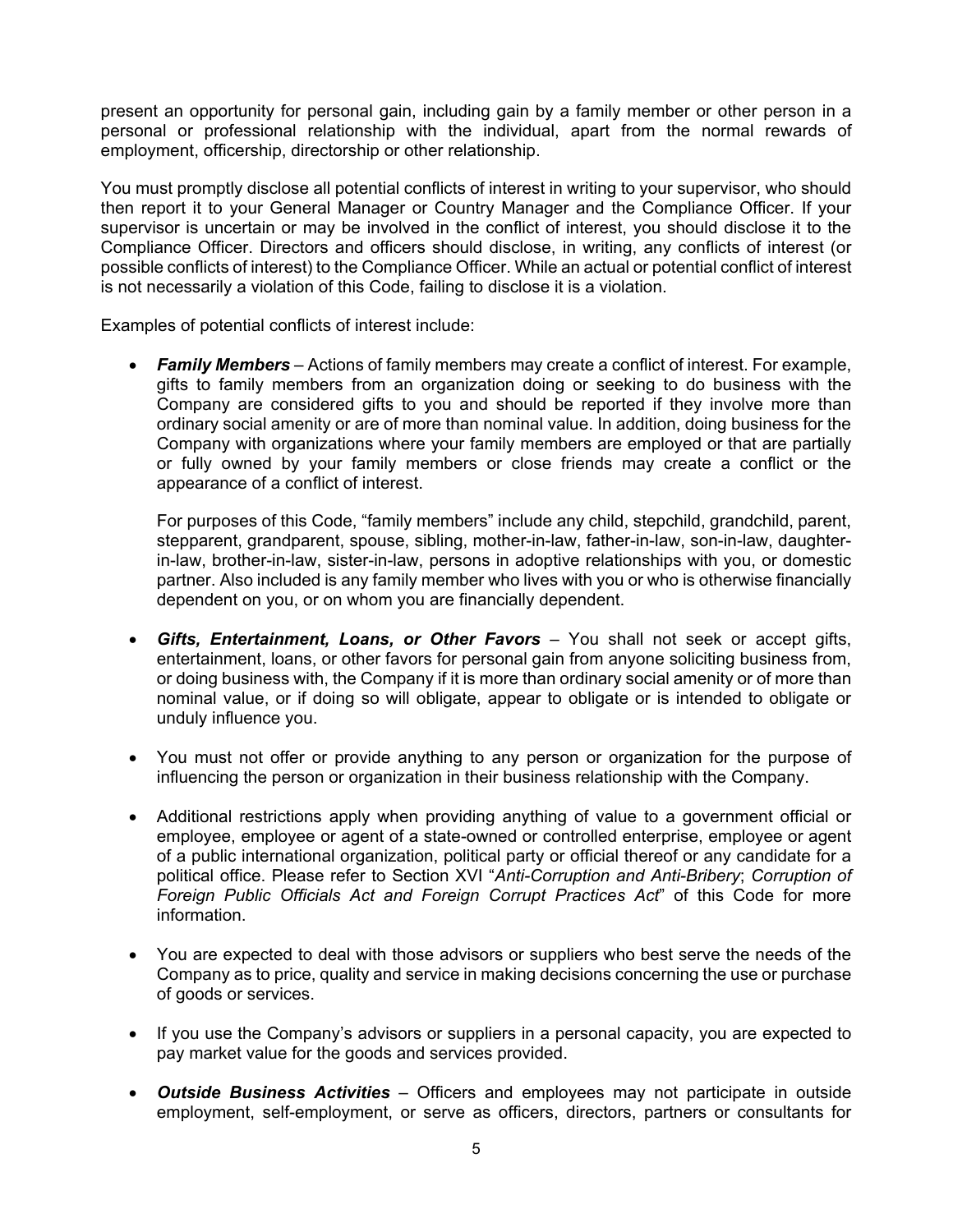present an opportunity for personal gain, including gain by a family member or other person in a personal or professional relationship with the individual, apart from the normal rewards of employment, officership, directorship or other relationship.

You must promptly disclose all potential conflicts of interest in writing to your supervisor, who should then report it to your General Manager or Country Manager and the Compliance Officer. If your supervisor is uncertain or may be involved in the conflict of interest, you should disclose it to the Compliance Officer. Directors and officers should disclose, in writing, any conflicts of interest (or possible conflicts of interest) to the Compliance Officer. While an actual or potential conflict of interest is not necessarily a violation of this Code, failing to disclose it is a violation.

Examples of potential conflicts of interest include:

- ***Family Members*** – Actions of family members may create a conflict of interest. For example, gifts to family members from an organization doing or seeking to do business with the Company are considered gifts to you and should be reported if they involve more than ordinary social amenity or are of more than nominal value. In addition, doing business for the Company with organizations where your family members are employed or that are partially or fully owned by your family members or close friends may create a conflict or the appearance of a conflict of interest.

  For purposes of this Code, "family members" include any child, stepchild, grandchild, parent, stepparent, grandparent, spouse, sibling, mother-in-law, father-in-law, son-in-law, daughter-in-law, brother-in-law, sister-in-law, persons in adoptive relationships with you, or domestic partner. Also included is any family member who lives with you or who is otherwise financially dependent on you, or on whom you are financially dependent.

- ***Gifts, Entertainment, Loans, or Other Favors*** – You shall not seek or accept gifts, entertainment, loans, or other favors for personal gain from anyone soliciting business from, or doing business with, the Company if it is more than ordinary social amenity or of more than nominal value, or if doing so will obligate, appear to obligate or is intended to obligate or unduly influence you.

- You must not offer or provide anything to any person or organization for the purpose of influencing the person or organization in their business relationship with the Company.

- Additional restrictions apply when providing anything of value to a government official or employee, employee or agent of a state-owned or controlled enterprise, employee or agent of a public international organization, political party or official thereof or any candidate for a political office. Please refer to Section XVI "*Anti-Corruption and Anti-Bribery*; *Corruption of Foreign Public Officials Act and Foreign Corrupt Practices Act*" of this Code for more information.

- You are expected to deal with those advisors or suppliers who best serve the needs of the Company as to price, quality and service in making decisions concerning the use or purchase of goods or services.

- If you use the Company's advisors or suppliers in a personal capacity, you are expected to pay market value for the goods and services provided.

- ***Outside Business Activities*** – Officers and employees may not participate in outside employment, self-employment, or serve as officers, directors, partners or consultants for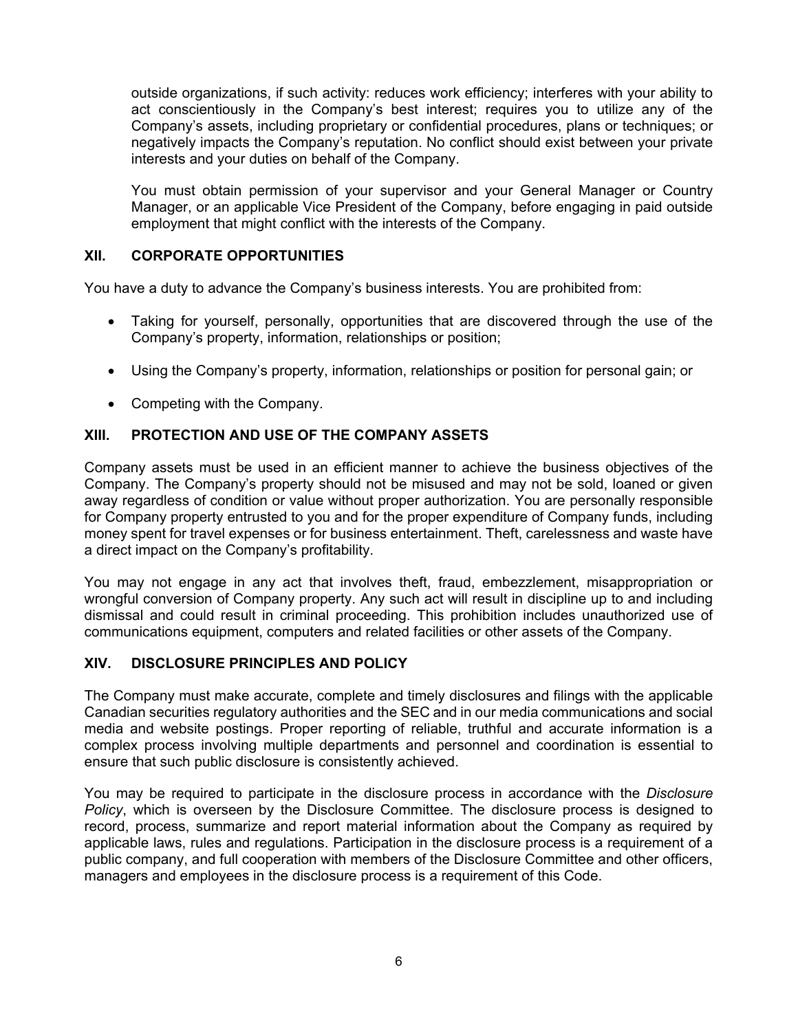outside organizations, if such activity: reduces work efficiency; interferes with your ability to act conscientiously in the Company's best interest; requires you to utilize any of the Company's assets, including proprietary or confidential procedures, plans or techniques; or negatively impacts the Company's reputation. No conflict should exist between your private interests and your duties on behalf of the Company.

You must obtain permission of your supervisor and your General Manager or Country Manager, or an applicable Vice President of the Company, before engaging in paid outside employment that might conflict with the interests of the Company.

## XII. CORPORATE OPPORTUNITIES

You have a duty to advance the Company's business interests. You are prohibited from:

- Taking for yourself, personally, opportunities that are discovered through the use of the Company's property, information, relationships or position;
- Using the Company's property, information, relationships or position for personal gain; or
- Competing with the Company.

## XIII. PROTECTION AND USE OF THE COMPANY ASSETS

Company assets must be used in an efficient manner to achieve the business objectives of the Company. The Company's property should not be misused and may not be sold, loaned or given away regardless of condition or value without proper authorization. You are personally responsible for Company property entrusted to you and for the proper expenditure of Company funds, including money spent for travel expenses or for business entertainment. Theft, carelessness and waste have a direct impact on the Company's profitability.

You may not engage in any act that involves theft, fraud, embezzlement, misappropriation or wrongful conversion of Company property. Any such act will result in discipline up to and including dismissal and could result in criminal proceeding. This prohibition includes unauthorized use of communications equipment, computers and related facilities or other assets of the Company.

## XIV. DISCLOSURE PRINCIPLES AND POLICY

The Company must make accurate, complete and timely disclosures and filings with the applicable Canadian securities regulatory authorities and the SEC and in our media communications and social media and website postings. Proper reporting of reliable, truthful and accurate information is a complex process involving multiple departments and personnel and coordination is essential to ensure that such public disclosure is consistently achieved.

You may be required to participate in the disclosure process in accordance with the *Disclosure Policy*, which is overseen by the Disclosure Committee. The disclosure process is designed to record, process, summarize and report material information about the Company as required by applicable laws, rules and regulations. Participation in the disclosure process is a requirement of a public company, and full cooperation with members of the Disclosure Committee and other officers, managers and employees in the disclosure process is a requirement of this Code.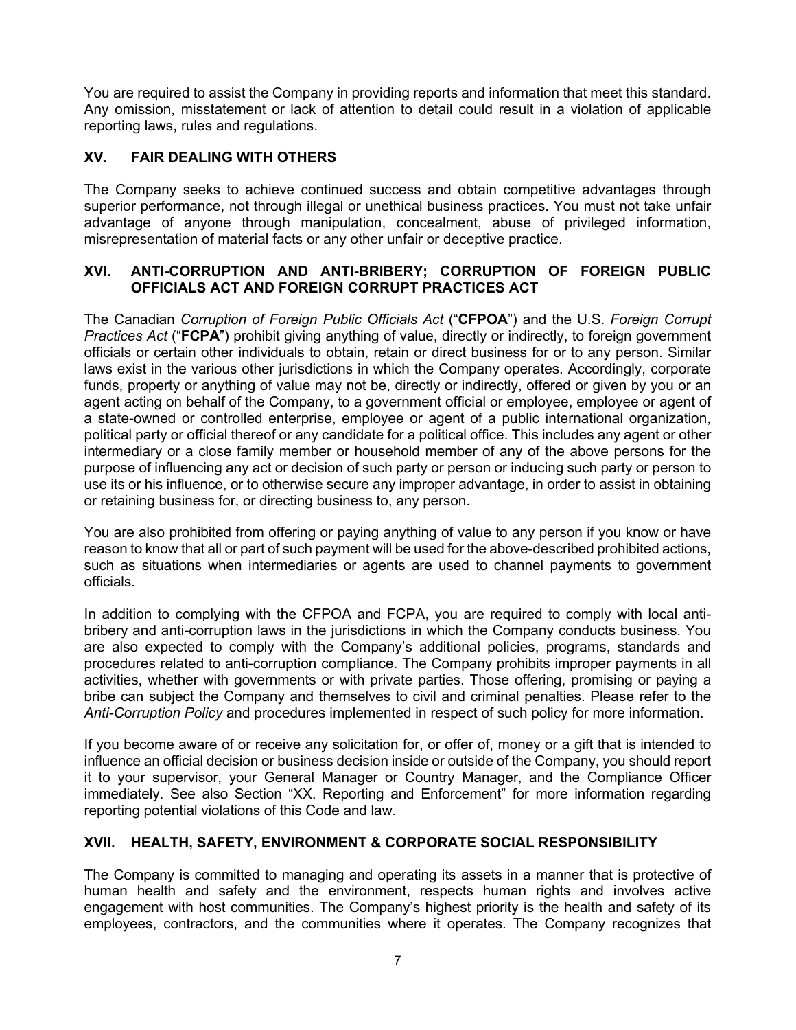You are required to assist the Company in providing reports and information that meet this standard. Any omission, misstatement or lack of attention to detail could result in a violation of applicable reporting laws, rules and regulations.

## XV. FAIR DEALING WITH OTHERS

The Company seeks to achieve continued success and obtain competitive advantages through superior performance, not through illegal or unethical business practices. You must not take unfair advantage of anyone through manipulation, concealment, abuse of privileged information, misrepresentation of material facts or any other unfair or deceptive practice.

## XVI. ANTI-CORRUPTION AND ANTI-BRIBERY; CORRUPTION OF FOREIGN PUBLIC OFFICIALS ACT AND FOREIGN CORRUPT PRACTICES ACT

The Canadian *Corruption of Foreign Public Officials Act* ("**CFPOA**") and the U.S. *Foreign Corrupt Practices Act* ("**FCPA**") prohibit giving anything of value, directly or indirectly, to foreign government officials or certain other individuals to obtain, retain or direct business for or to any person. Similar laws exist in the various other jurisdictions in which the Company operates. Accordingly, corporate funds, property or anything of value may not be, directly or indirectly, offered or given by you or an agent acting on behalf of the Company, to a government official or employee, employee or agent of a state-owned or controlled enterprise, employee or agent of a public international organization, political party or official thereof or any candidate for a political office. This includes any agent or other intermediary or a close family member or household member of any of the above persons for the purpose of influencing any act or decision of such party or person or inducing such party or person to use its or his influence, or to otherwise secure any improper advantage, in order to assist in obtaining or retaining business for, or directing business to, any person.

You are also prohibited from offering or paying anything of value to any person if you know or have reason to know that all or part of such payment will be used for the above-described prohibited actions, such as situations when intermediaries or agents are used to channel payments to government officials.

In addition to complying with the CFPOA and FCPA, you are required to comply with local anti-bribery and anti-corruption laws in the jurisdictions in which the Company conducts business. You are also expected to comply with the Company's additional policies, programs, standards and procedures related to anti-corruption compliance. The Company prohibits improper payments in all activities, whether with governments or with private parties. Those offering, promising or paying a bribe can subject the Company and themselves to civil and criminal penalties. Please refer to the *Anti-Corruption Policy* and procedures implemented in respect of such policy for more information.

If you become aware of or receive any solicitation for, or offer of, money or a gift that is intended to influence an official decision or business decision inside or outside of the Company, you should report it to your supervisor, your General Manager or Country Manager, and the Compliance Officer immediately. See also Section "XX. Reporting and Enforcement" for more information regarding reporting potential violations of this Code and law.

## XVII. HEALTH, SAFETY, ENVIRONMENT & CORPORATE SOCIAL RESPONSIBILITY

The Company is committed to managing and operating its assets in a manner that is protective of human health and safety and the environment, respects human rights and involves active engagement with host communities. The Company's highest priority is the health and safety of its employees, contractors, and the communities where it operates. The Company recognizes that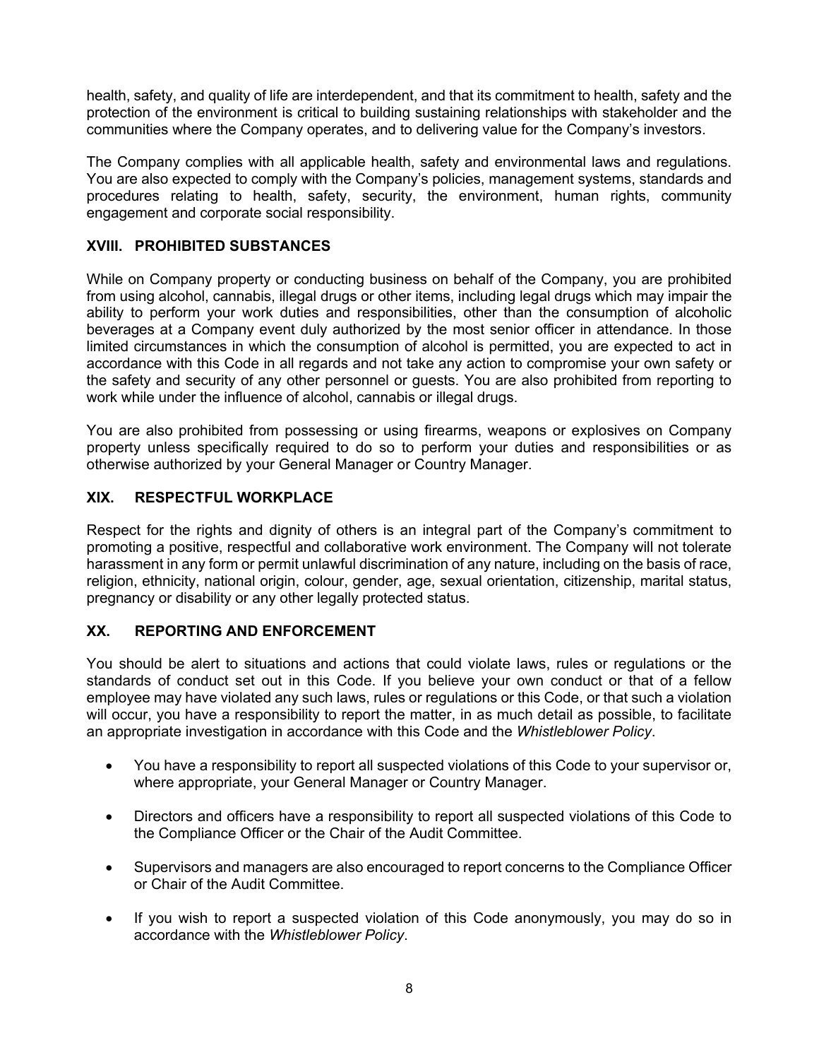health, safety, and quality of life are interdependent, and that its commitment to health, safety and the protection of the environment is critical to building sustaining relationships with stakeholder and the communities where the Company operates, and to delivering value for the Company's investors.

The Company complies with all applicable health, safety and environmental laws and regulations. You are also expected to comply with the Company's policies, management systems, standards and procedures relating to health, safety, security, the environment, human rights, community engagement and corporate social responsibility.

## XVIII. PROHIBITED SUBSTANCES

While on Company property or conducting business on behalf of the Company, you are prohibited from using alcohol, cannabis, illegal drugs or other items, including legal drugs which may impair the ability to perform your work duties and responsibilities, other than the consumption of alcoholic beverages at a Company event duly authorized by the most senior officer in attendance. In those limited circumstances in which the consumption of alcohol is permitted, you are expected to act in accordance with this Code in all regards and not take any action to compromise your own safety or the safety and security of any other personnel or guests. You are also prohibited from reporting to work while under the influence of alcohol, cannabis or illegal drugs.

You are also prohibited from possessing or using firearms, weapons or explosives on Company property unless specifically required to do so to perform your duties and responsibilities or as otherwise authorized by your General Manager or Country Manager.

## XIX. RESPECTFUL WORKPLACE

Respect for the rights and dignity of others is an integral part of the Company's commitment to promoting a positive, respectful and collaborative work environment. The Company will not tolerate harassment in any form or permit unlawful discrimination of any nature, including on the basis of race, religion, ethnicity, national origin, colour, gender, age, sexual orientation, citizenship, marital status, pregnancy or disability or any other legally protected status.

## XX. REPORTING AND ENFORCEMENT

You should be alert to situations and actions that could violate laws, rules or regulations or the standards of conduct set out in this Code. If you believe your own conduct or that of a fellow employee may have violated any such laws, rules or regulations or this Code, or that such a violation will occur, you have a responsibility to report the matter, in as much detail as possible, to facilitate an appropriate investigation in accordance with this Code and the *Whistleblower Policy*.

- You have a responsibility to report all suspected violations of this Code to your supervisor or, where appropriate, your General Manager or Country Manager.
- Directors and officers have a responsibility to report all suspected violations of this Code to the Compliance Officer or the Chair of the Audit Committee.
- Supervisors and managers are also encouraged to report concerns to the Compliance Officer or Chair of the Audit Committee.
- If you wish to report a suspected violation of this Code anonymously, you may do so in accordance with the *Whistleblower Policy*.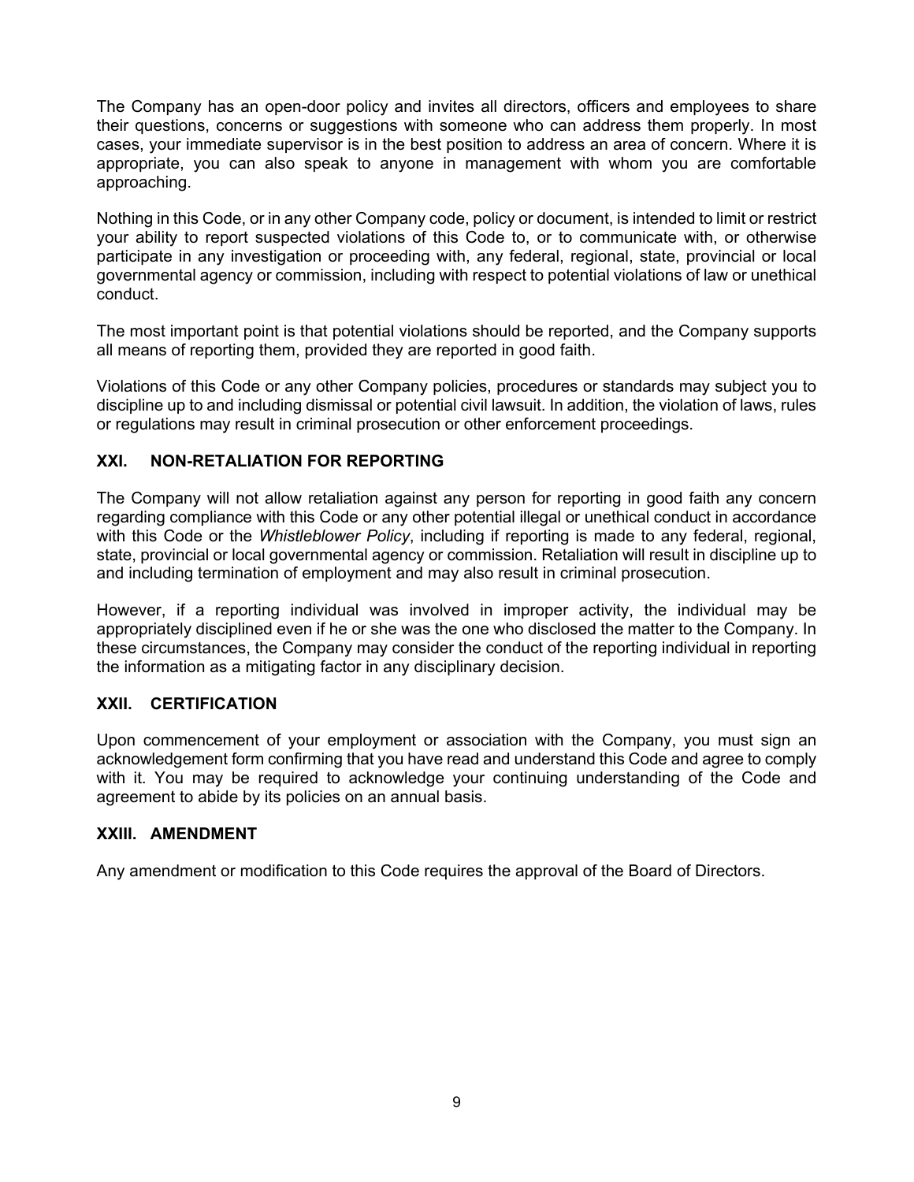The Company has an open-door policy and invites all directors, officers and employees to share their questions, concerns or suggestions with someone who can address them properly. In most cases, your immediate supervisor is in the best position to address an area of concern. Where it is appropriate, you can also speak to anyone in management with whom you are comfortable approaching.

Nothing in this Code, or in any other Company code, policy or document, is intended to limit or restrict your ability to report suspected violations of this Code to, or to communicate with, or otherwise participate in any investigation or proceeding with, any federal, regional, state, provincial or local governmental agency or commission, including with respect to potential violations of law or unethical conduct.

The most important point is that potential violations should be reported, and the Company supports all means of reporting them, provided they are reported in good faith.

Violations of this Code or any other Company policies, procedures or standards may subject you to discipline up to and including dismissal or potential civil lawsuit. In addition, the violation of laws, rules or regulations may result in criminal prosecution or other enforcement proceedings.

## XXI. NON-RETALIATION FOR REPORTING

The Company will not allow retaliation against any person for reporting in good faith any concern regarding compliance with this Code or any other potential illegal or unethical conduct in accordance with this Code or the *Whistleblower Policy*, including if reporting is made to any federal, regional, state, provincial or local governmental agency or commission. Retaliation will result in discipline up to and including termination of employment and may also result in criminal prosecution.

However, if a reporting individual was involved in improper activity, the individual may be appropriately disciplined even if he or she was the one who disclosed the matter to the Company. In these circumstances, the Company may consider the conduct of the reporting individual in reporting the information as a mitigating factor in any disciplinary decision.

## XXII. CERTIFICATION

Upon commencement of your employment or association with the Company, you must sign an acknowledgement form confirming that you have read and understand this Code and agree to comply with it. You may be required to acknowledge your continuing understanding of the Code and agreement to abide by its policies on an annual basis.

## XXIII. AMENDMENT

Any amendment or modification to this Code requires the approval of the Board of Directors.